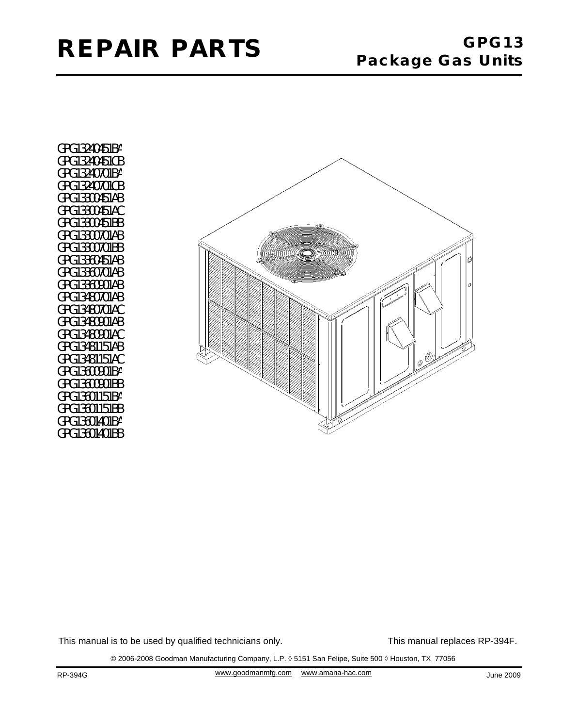# REPAIR PARTS

## GPG13
## Package Gas Units

GPG1324045IBA
GPG1324045ICB
GPG1324070IBA
GPG1324070ICB
GPG1330045IAB
GPG1330045IAC
GPG1330045IBB
GPG1330070IAB
GPG1330070IBB
GPG1336045IAB
GPG1336070IAB
GPG1336090IAB
GPG1348070IAB
GPG1348070IAC
GPG1348090IAB
GPG1348090IAC
GPG1348115IAB
GPG1348115IAC
GPG1360090IBA
GPG1360090IBB
GPG1360115IBA
GPG1360115IBB
GPG1360140IBA
GPG1360140IBB

This manual is to be used by qualified technicians only.

This manual replaces RP-394F.

© 2006-2008 Goodman Manufacturing Company, L.P. ◊ 5151 San Felipe, Suite 500 ◊ Houston, TX 77056

RP-394G

www.goodmanmfg.com www.amana-hac.com

June 2009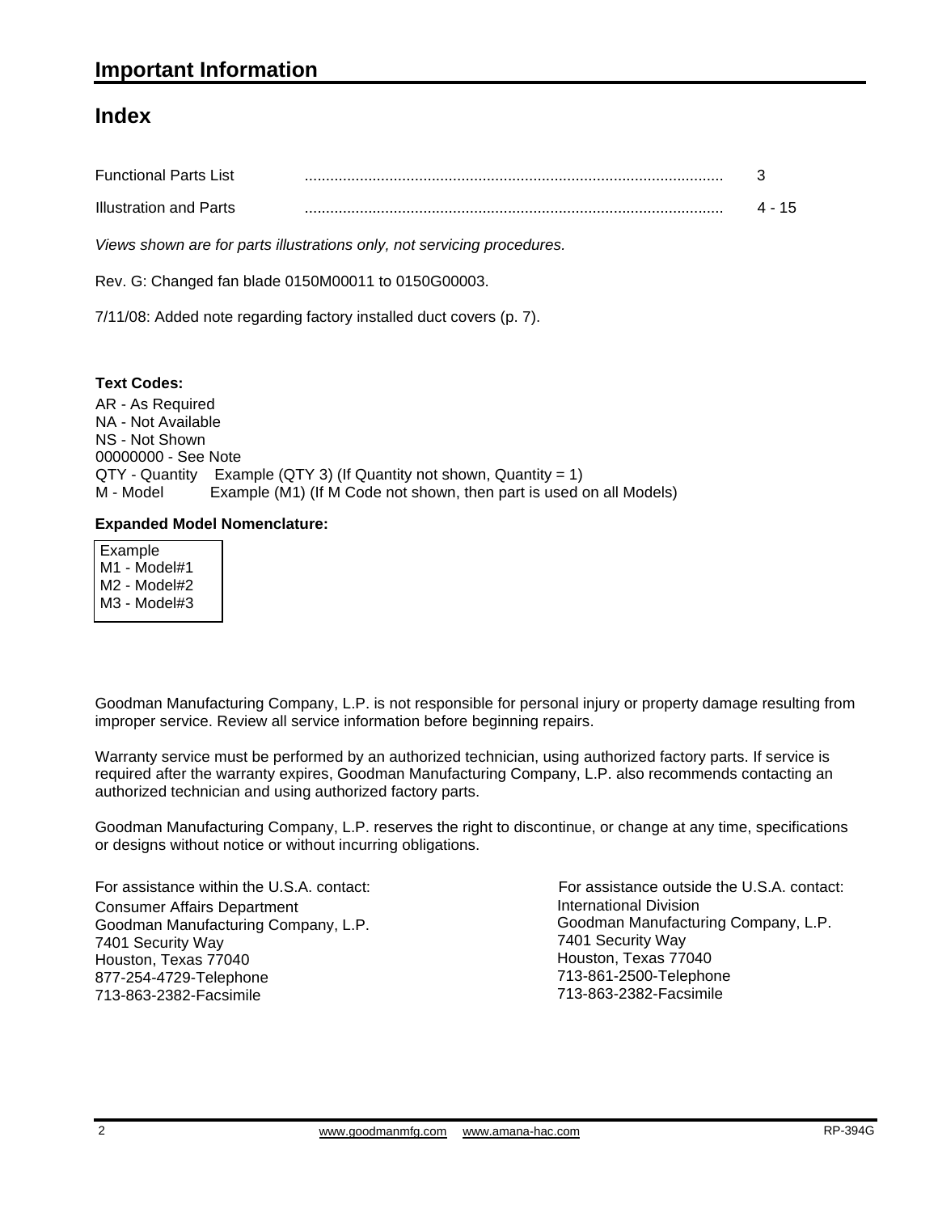# Important Information

## Index

| | |
|---|---|
| Functional Parts List | 3 |
| Illustration and Parts | 4 - 15 |

*Views shown are for parts illustrations only, not servicing procedures.*

Rev. G: Changed fan blade 0150M00011 to 0150G00003.

7/11/08: Added note regarding factory installed duct covers (p. 7).

**Text Codes:**

AR - As Required
NA - Not Available
NS - Not Shown
00000000 - See Note
QTY - Quantity Example (QTY 3) (If Quantity not shown, Quantity = 1)
M - Model Example (M1) (If M Code not shown, then part is used on all Models)

**Expanded Model Nomenclature:**

Example
M1 - Model#1
M2 - Model#2
M3 - Model#3

Goodman Manufacturing Company, L.P. is not responsible for personal injury or property damage resulting from improper service. Review all service information before beginning repairs.

Warranty service must be performed by an authorized technician, using authorized factory parts. If service is required after the warranty expires, Goodman Manufacturing Company, L.P. also recommends contacting an authorized technician and using authorized factory parts.

Goodman Manufacturing Company, L.P. reserves the right to discontinue, or change at any time, specifications or designs without notice or without incurring obligations.

For assistance within the U.S.A. contact:
Consumer Affairs Department
Goodman Manufacturing Company, L.P.
7401 Security Way
Houston, Texas 77040
877-254-4729-Telephone
713-863-2382-Facsimile

For assistance outside the U.S.A. contact:
International Division
Goodman Manufacturing Company, L.P.
7401 Security Way
Houston, Texas 77040
713-861-2500-Telephone
713-863-2382-Facsimile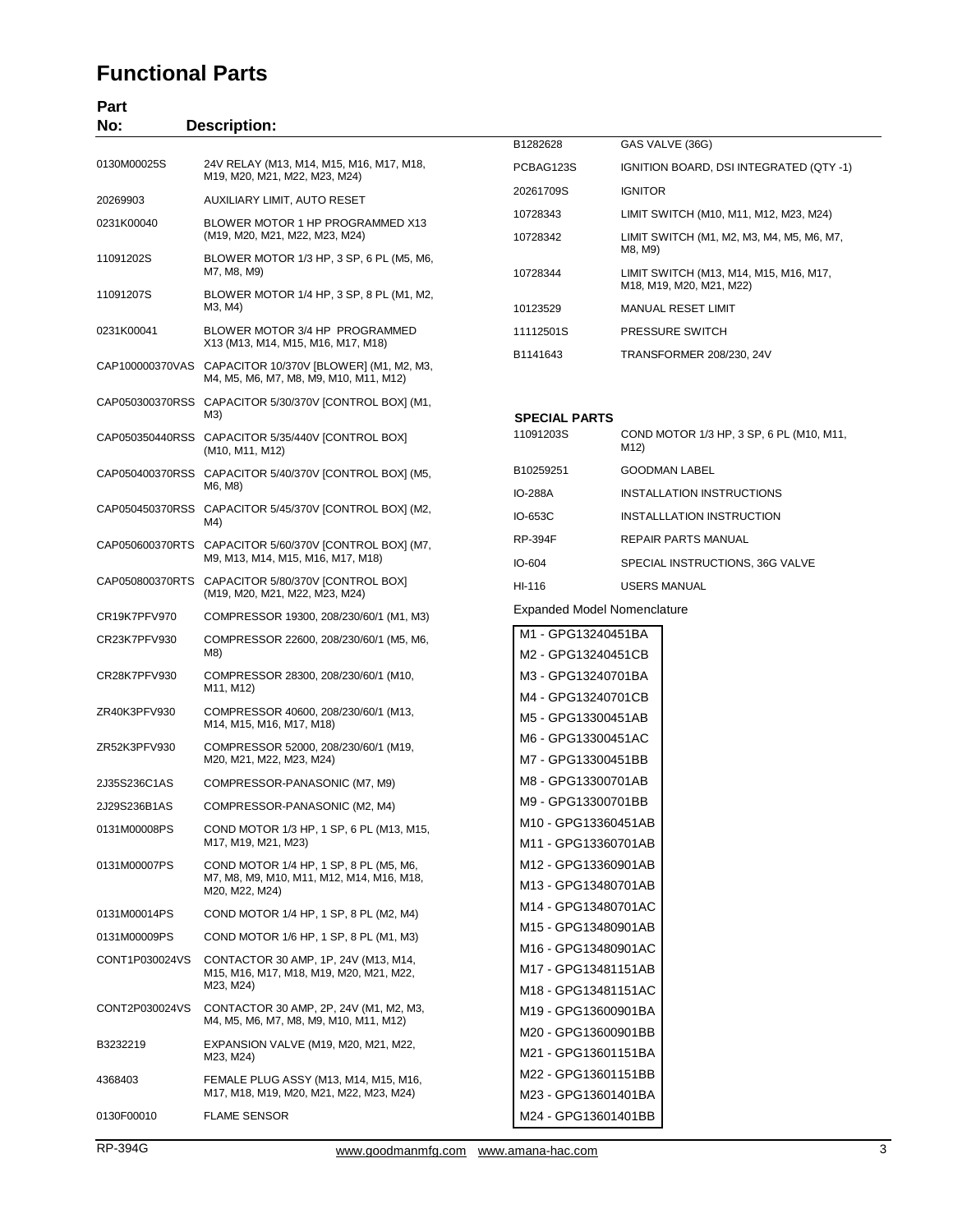# Functional Parts

| Part No: | Description: |
|---|---|
| 0130M00025S | 24V RELAY (M13, M14, M15, M16, M17, M18, M19, M20, M21, M22, M23, M24) |
| 20269903 | AUXILIARY LIMIT, AUTO RESET |
| 0231K00040 | BLOWER MOTOR 1 HP PROGRAMMED X13 (M19, M20, M21, M22, M23, M24) |
| 11091202S | BLOWER MOTOR 1/3 HP, 3 SP, 6 PL (M5, M6, M7, M8, M9) |
| 11091207S | BLOWER MOTOR 1/4 HP, 3 SP, 8 PL (M1, M2, M3, M4) |
| 0231K00041 | BLOWER MOTOR 3/4 HP PROGRAMMED X13 (M13, M14, M15, M16, M17, M18) |
| CAP100000370VAS | CAPACITOR 10/370V [BLOWER] (M1, M2, M3, M4, M5, M6, M7, M8, M9, M10, M11, M12) |
| CAP050300370RSS | CAPACITOR 5/30/370V [CONTROL BOX] (M1, M3) |
| CAP050350440RSS | CAPACITOR 5/35/440V [CONTROL BOX] (M10, M11, M12) |
| CAP050400370RSS | CAPACITOR 5/40/370V [CONTROL BOX] (M5, M6, M8) |
| CAP050450370RSS | CAPACITOR 5/45/370V [CONTROL BOX] (M2, M4) |
| CAP050600370RTS | CAPACITOR 5/60/370V [CONTROL BOX] (M7, M9, M13, M14, M15, M16, M17, M18) |
| CAP050800370RTS | CAPACITOR 5/80/370V [CONTROL BOX] (M19, M20, M21, M22, M23, M24) |
| CR19K7PFV970 | COMPRESSOR 19300, 208/230/60/1 (M1, M3) |
| CR23K7PFV930 | COMPRESSOR 22600, 208/230/60/1 (M5, M6, M8) |
| CR28K7PFV930 | COMPRESSOR 28300, 208/230/60/1 (M10, M11, M12) |
| ZR40K3PFV930 | COMPRESSOR 40600, 208/230/60/1 (M13, M14, M15, M16, M17, M18) |
| ZR52K3PFV930 | COMPRESSOR 52000, 208/230/60/1 (M19, M20, M21, M22, M23, M24) |
| 2J35S236C1AS | COMPRESSOR-PANASONIC (M7, M9) |
| 2J29S236B1AS | COMPRESSOR-PANASONIC (M2, M4) |
| 0131M00008PS | COND MOTOR 1/3 HP, 1 SP, 6 PL (M13, M15, M17, M19, M21, M23) |
| 0131M00007PS | COND MOTOR 1/4 HP, 1 SP, 8 PL (M5, M6, M7, M8, M9, M10, M11, M12, M14, M16, M18, M20, M22, M24) |
| 0131M00014PS | COND MOTOR 1/4 HP, 1 SP, 8 PL (M2, M4) |
| 0131M00009PS | COND MOTOR 1/6 HP, 1 SP, 8 PL (M1, M3) |
| CONT1P030024VS | CONTACTOR 30 AMP, 1P, 24V (M13, M14, M15, M16, M17, M18, M19, M20, M21, M22, M23, M24) |
| CONT2P030024VS | CONTACTOR 30 AMP, 2P, 24V (M1, M2, M3, M4, M5, M6, M7, M8, M9, M10, M11, M12) |
| B3232219 | EXPANSION VALVE (M19, M20, M21, M22, M23, M24) |
| 4368403 | FEMALE PLUG ASSY (M13, M14, M15, M16, M17, M18, M19, M20, M21, M22, M23, M24) |
| 0130F00010 | FLAME SENSOR |
| B1282628 | GAS VALVE (36G) |
| PCBAG123S | IGNITION BOARD, DSI INTEGRATED (QTY -1) |
| 20261709S | IGNITOR |
| 10728343 | LIMIT SWITCH (M10, M11, M12, M23, M24) |
| 10728342 | LIMIT SWITCH (M1, M2, M3, M4, M5, M6, M7, M8, M9) |
| 10728344 | LIMIT SWITCH (M13, M14, M15, M16, M17, M18, M19, M20, M21, M22) |
| 10123529 | MANUAL RESET LIMIT |
| 11112501S | PRESSURE SWITCH |
| B1141643 | TRANSFORMER 208/230, 24V |

**SPECIAL PARTS**

| | |
|---|---|
| 11091203S | COND MOTOR 1/3 HP, 3 SP, 6 PL (M10, M11, M12) |
| B10259251 | GOODMAN LABEL |
| IO-288A | INSTALLATION INSTRUCTIONS |
| IO-653C | INSTALLLATION INSTRUCTION |
| RP-394F | REPAIR PARTS MANUAL |
| IO-604 | SPECIAL INSTRUCTIONS, 36G VALVE |
| HI-116 | USERS MANUAL |

Expanded Model Nomenclature

- M1 - GPG13240451BA
- M2 - GPG13240451CB
- M3 - GPG13240701BA
- M4 - GPG13240701CB
- M5 - GPG13300451AB
- M6 - GPG13300451AC
- M7 - GPG13300451BB
- M8 - GPG13300701AB
- M9 - GPG13300701BB
- M10 - GPG13360451AB
- M11 - GPG13360701AB
- M12 - GPG13360901AB
- M13 - GPG13480701AB
- M14 - GPG13480701AC
- M15 - GPG13480901AB
- M16 - GPG13480901AC
- M17 - GPG13481151AB
- M18 - GPG13481151AC
- M19 - GPG13600901BA
- M20 - GPG13600901BB
- M21 - GPG13601151BA
- M22 - GPG13601151BB
- M23 - GPG13601401BA
- M24 - GPG13601401BB

RP-394G www.goodmanmfg.com www.amana-hac.com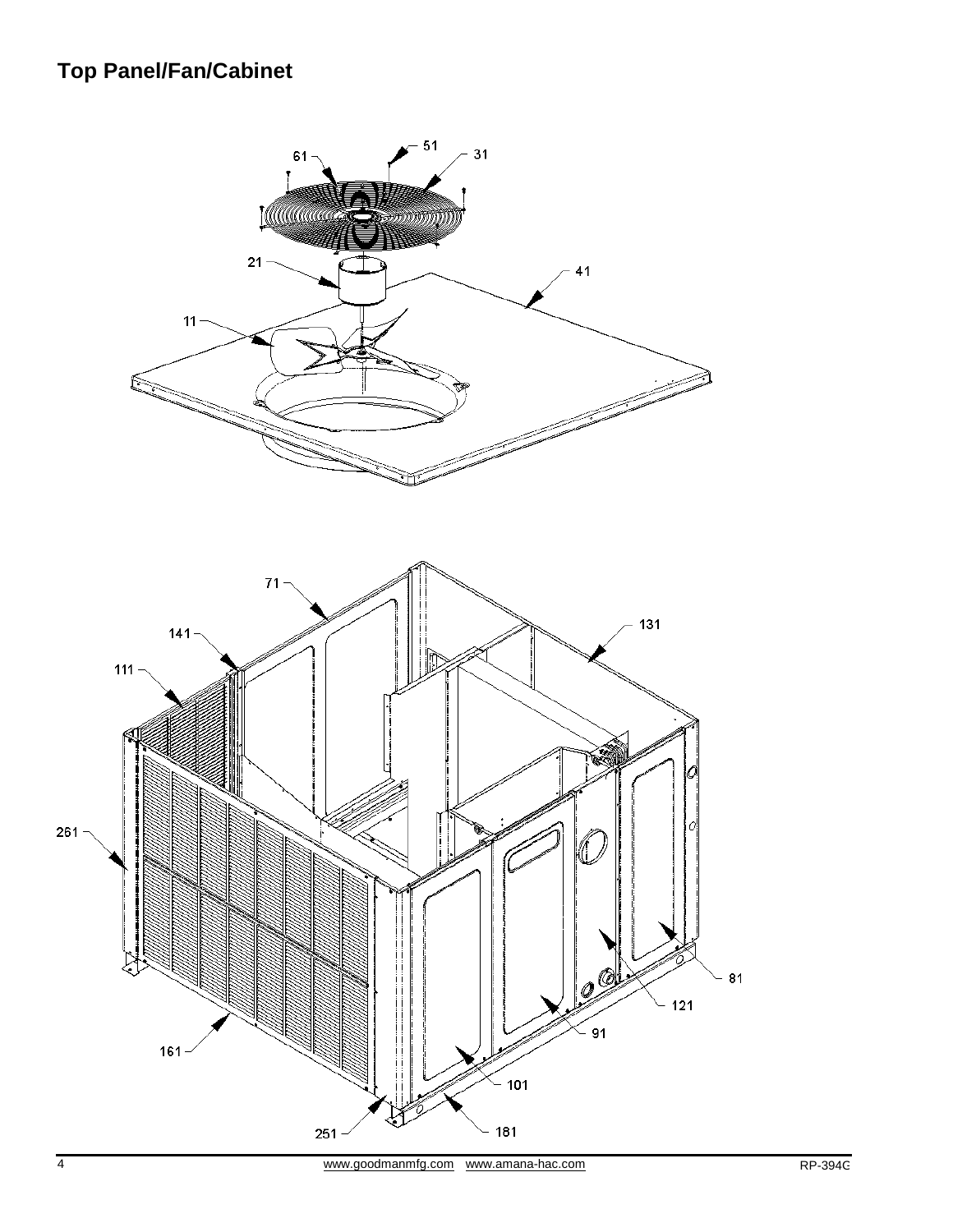## Top Panel/Fan/Cabinet

61
51
31
21
41
11
71
131
141
111
261
81
121
91
161
101
251
181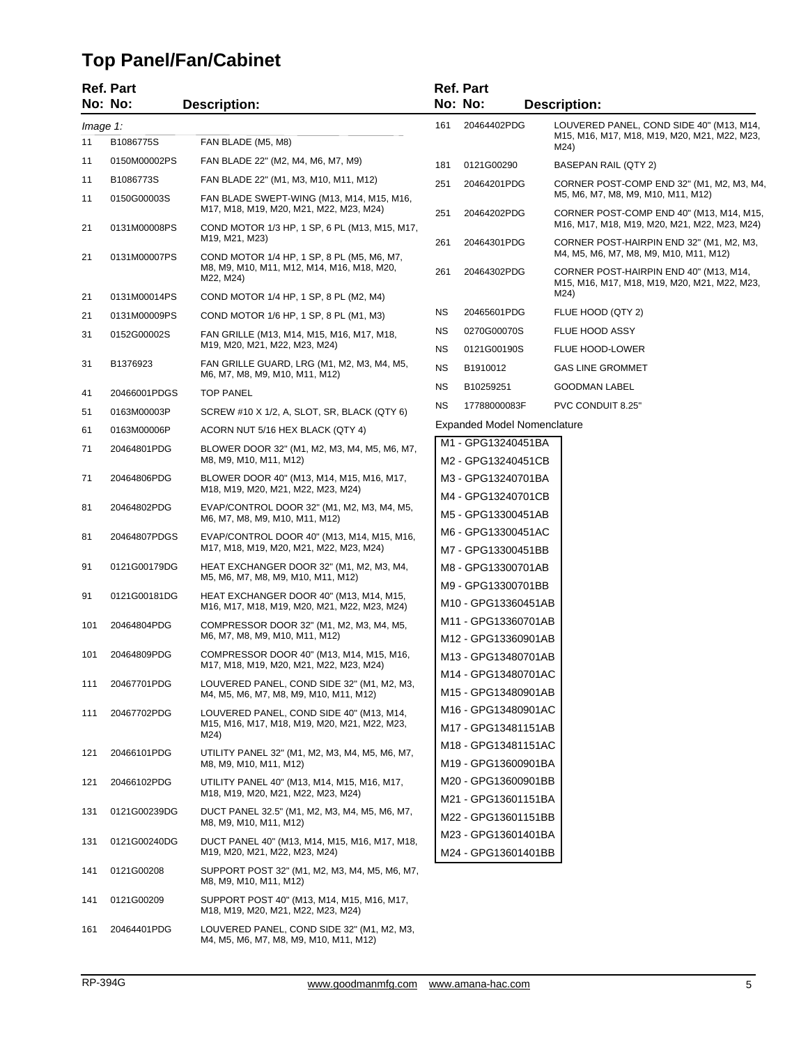# Top Panel/Fan/Cabinet

| Ref. No: | Part No: | Description: |
|---|---|---|
| *Image 1:* | | |
| 11 | B1086775S | FAN BLADE (M5, M8) |
| 11 | 0150M00002PS | FAN BLADE 22" (M2, M4, M6, M7, M9) |
| 11 | B1086773S | FAN BLADE 22" (M1, M3, M10, M11, M12) |
| 11 | 0150G00003S | FAN BLADE SWEPT-WING (M13, M14, M15, M16, M17, M18, M19, M20, M21, M22, M23, M24) |
| 21 | 0131M00008PS | COND MOTOR 1/3 HP, 1 SP, 6 PL (M13, M15, M17, M19, M21, M23) |
| 21 | 0131M00007PS | COND MOTOR 1/4 HP, 1 SP, 8 PL (M5, M6, M7, M8, M9, M10, M11, M12, M14, M16, M18, M20, M22, M24) |
| 21 | 0131M00014PS | COND MOTOR 1/4 HP, 1 SP, 8 PL (M2, M4) |
| 21 | 0131M00009PS | COND MOTOR 1/6 HP, 1 SP, 8 PL (M1, M3) |
| 31 | 0152G00002S | FAN GRILLE (M13, M14, M15, M16, M17, M18, M19, M20, M21, M22, M23, M24) |
| 31 | B1376923 | FAN GRILLE GUARD, LRG (M1, M2, M3, M4, M5, M6, M7, M8, M9, M10, M11, M12) |
| 41 | 20466001PDGS | TOP PANEL |
| 51 | 0163M00003P | SCREW #10 X 1/2, A, SLOT, SR, BLACK (QTY 6) |
| 61 | 0163M00006P | ACORN NUT 5/16 HEX BLACK (QTY 4) |
| 71 | 20464801PDG | BLOWER DOOR 32" (M1, M2, M3, M4, M5, M6, M7, M8, M9, M10, M11, M12) |
| 71 | 20464806PDG | BLOWER DOOR 40" (M13, M14, M15, M16, M17, M18, M19, M20, M21, M22, M23, M24) |
| 81 | 20464802PDG | EVAP/CONTROL DOOR 32" (M1, M2, M3, M4, M5, M6, M7, M8, M9, M10, M11, M12) |
| 81 | 20464807PDGS | EVAP/CONTROL DOOR 40" (M13, M14, M15, M16, M17, M18, M19, M20, M21, M22, M23, M24) |
| 91 | 0121G00179DG | HEAT EXCHANGER DOOR 32" (M1, M2, M3, M4, M5, M6, M7, M8, M9, M10, M11, M12) |
| 91 | 0121G00181DG | HEAT EXCHANGER DOOR 40" (M13, M14, M15, M16, M17, M18, M19, M20, M21, M22, M23, M24) |
| 101 | 20464804PDG | COMPRESSOR DOOR 32" (M1, M2, M3, M4, M5, M6, M7, M8, M9, M10, M11, M12) |
| 101 | 20464809PDG | COMPRESSOR DOOR 40" (M13, M14, M15, M16, M17, M18, M19, M20, M21, M22, M23, M24) |
| 111 | 20467701PDG | LOUVERED PANEL, COND SIDE 32" (M1, M2, M3, M4, M5, M6, M7, M8, M9, M10, M11, M12) |
| 111 | 20467702PDG | LOUVERED PANEL, COND SIDE 40" (M13, M14, M15, M16, M17, M18, M19, M20, M21, M22, M23, M24) |
| 121 | 20466101PDG | UTILITY PANEL 32" (M1, M2, M3, M4, M5, M6, M7, M8, M9, M10, M11, M12) |
| 121 | 20466102PDG | UTILITY PANEL 40" (M13, M14, M15, M16, M17, M18, M19, M20, M21, M22, M23, M24) |
| 131 | 0121G00239DG | DUCT PANEL 32.5" (M1, M2, M3, M4, M5, M6, M7, M8, M9, M10, M11, M12) |
| 131 | 0121G00240DG | DUCT PANEL 40" (M13, M14, M15, M16, M17, M18, M19, M20, M21, M22, M23, M24) |
| 141 | 0121G00208 | SUPPORT POST 32" (M1, M2, M3, M4, M5, M6, M7, M8, M9, M10, M11, M12) |
| 141 | 0121G00209 | SUPPORT POST 40" (M13, M14, M15, M16, M17, M18, M19, M20, M21, M22, M23, M24) |
| 161 | 20464401PDG | LOUVERED PANEL, COND SIDE 32" (M1, M2, M3, M4, M5, M6, M7, M8, M9, M10, M11, M12) |
| 161 | 20464402PDG | LOUVERED PANEL, COND SIDE 40" (M13, M14, M15, M16, M17, M18, M19, M20, M21, M22, M23, M24) |
| 181 | 0121G00290 | BASEPAN RAIL (QTY 2) |
| 251 | 20464201PDG | CORNER POST-COMP END 32" (M1, M2, M3, M4, M5, M6, M7, M8, M9, M10, M11, M12) |
| 251 | 20464202PDG | CORNER POST-COMP END 40" (M13, M14, M15, M16, M17, M18, M19, M20, M21, M22, M23, M24) |
| 261 | 20464301PDG | CORNER POST-HAIRPIN END 32" (M1, M2, M3, M4, M5, M6, M7, M8, M9, M10, M11, M12) |
| 261 | 20464302PDG | CORNER POST-HAIRPIN END 40" (M13, M14, M15, M16, M17, M18, M19, M20, M21, M22, M23, M24) |
| NS | 20465601PDG | FLUE HOOD (QTY 2) |
| NS | 0270G00070S | FLUE HOOD ASSY |
| NS | 0121G00190S | FLUE HOOD-LOWER |
| NS | B1910012 | GAS LINE GROMMET |
| NS | B10259251 | GOODMAN LABEL |
| NS | 17788000083F | PVC CONDUIT 8.25" |

## Expanded Model Nomenclature

- M1 - GPG13240451BA
- M2 - GPG13240451CB
- M3 - GPG13240701BA
- M4 - GPG13240701CB
- M5 - GPG13300451AB
- M6 - GPG13300451AC
- M7 - GPG13300451BB
- M8 - GPG13300701AB
- M9 - GPG13300701BB
- M10 - GPG13360451AB
- M11 - GPG13360701AB
- M12 - GPG13360901AB
- M13 - GPG13480701AB
- M14 - GPG13480701AC
- M15 - GPG13480901AB
- M16 - GPG13480901AC
- M17 - GPG13481151AB
- M18 - GPG13481151AC
- M19 - GPG13600901BA
- M20 - GPG13600901BB
- M21 - GPG13601151BA
- M22 - GPG13601151BB
- M23 - GPG13601401BA
- M24 - GPG13601401BB

RP-394G www.goodmanmfg.com www.amana-hac.com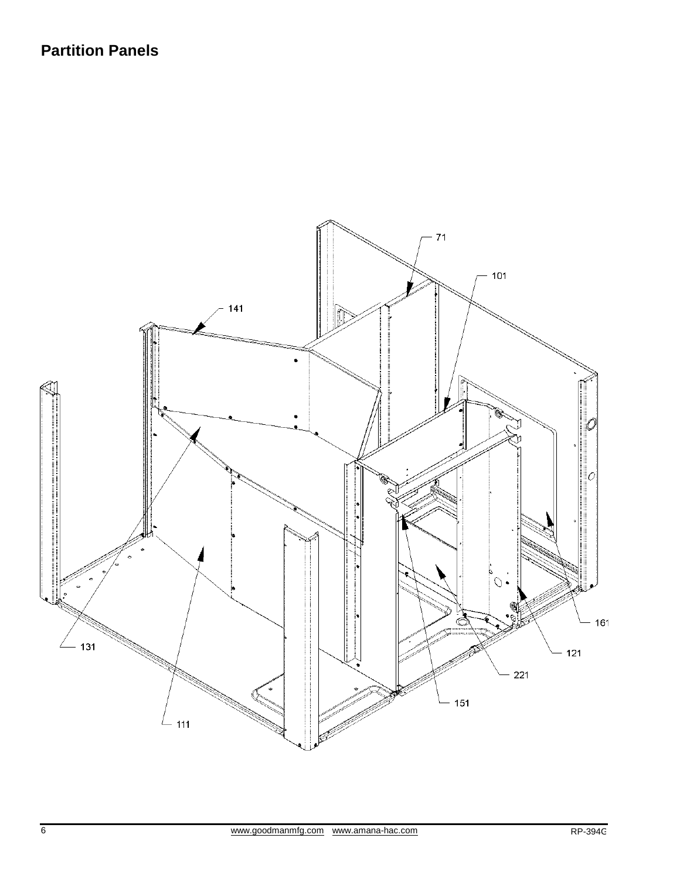# Partition Panels

71

101

141

161

131

121

221

151

111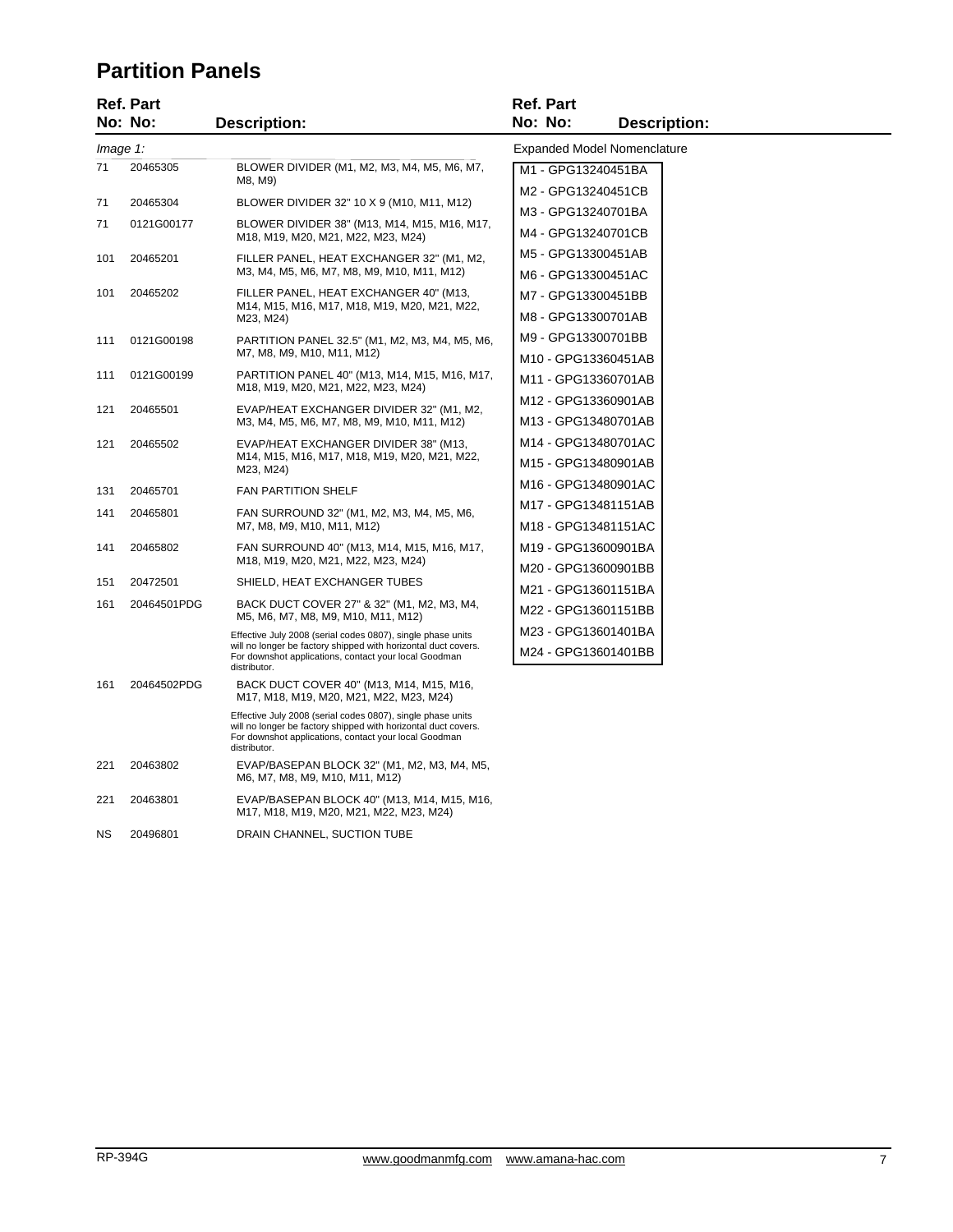# Partition Panels

| Ref. No: | Part No: | Description: |
|---|---|---|
| *Image 1:* | | |
| 71 | 20465305 | BLOWER DIVIDER (M1, M2, M3, M4, M5, M6, M7, M8, M9) |
| 71 | 20465304 | BLOWER DIVIDER 32" 10 X 9 (M10, M11, M12) |
| 71 | 0121G00177 | BLOWER DIVIDER 38" (M13, M14, M15, M16, M17, M18, M19, M20, M21, M22, M23, M24) |
| 101 | 20465201 | FILLER PANEL, HEAT EXCHANGER 32" (M1, M2, M3, M4, M5, M6, M7, M8, M9, M10, M11, M12) |
| 101 | 20465202 | FILLER PANEL, HEAT EXCHANGER 40" (M13, M14, M15, M16, M17, M18, M19, M20, M21, M22, M23, M24) |
| 111 | 0121G00198 | PARTITION PANEL 32.5" (M1, M2, M3, M4, M5, M6, M7, M8, M9, M10, M11, M12) |
| 111 | 0121G00199 | PARTITION PANEL 40" (M13, M14, M15, M16, M17, M18, M19, M20, M21, M22, M23, M24) |
| 121 | 20465501 | EVAP/HEAT EXCHANGER DIVIDER 32" (M1, M2, M3, M4, M5, M6, M7, M8, M9, M10, M11, M12) |
| 121 | 20465502 | EVAP/HEAT EXCHANGER DIVIDER 38" (M13, M14, M15, M16, M17, M18, M19, M20, M21, M22, M23, M24) |
| 131 | 20465701 | FAN PARTITION SHELF |
| 141 | 20465801 | FAN SURROUND 32" (M1, M2, M3, M4, M5, M6, M7, M8, M9, M10, M11, M12) |
| 141 | 20465802 | FAN SURROUND 40" (M13, M14, M15, M16, M17, M18, M19, M20, M21, M22, M23, M24) |
| 151 | 20472501 | SHIELD, HEAT EXCHANGER TUBES |
| 161 | 20464501PDG | BACK DUCT COVER 27" & 32" (M1, M2, M3, M4, M5, M6, M7, M8, M9, M10, M11, M12) Effective July 2008 (serial codes 0807), single phase units will no longer be factory shipped with horizontal duct covers. For downshot applications, contact your local Goodman distributor. |
| 161 | 20464502PDG | BACK DUCT COVER 40" (M13, M14, M15, M16, M17, M18, M19, M20, M21, M22, M23, M24) Effective July 2008 (serial codes 0807), single phase units will no longer be factory shipped with horizontal duct covers. For downshot applications, contact your local Goodman distributor. |
| 221 | 20463802 | EVAP/BASEPAN BLOCK 32" (M1, M2, M3, M4, M5, M6, M7, M8, M9, M10, M11, M12) |
| 221 | 20463801 | EVAP/BASEPAN BLOCK 40" (M13, M14, M15, M16, M17, M18, M19, M20, M21, M22, M23, M24) |
| NS | 20496801 | DRAIN CHANNEL, SUCTION TUBE |

Expanded Model Nomenclature

- M1 - GPG13240451BA
- M2 - GPG13240451CB
- M3 - GPG13240701BA
- M4 - GPG13240701CB
- M5 - GPG13300451AB
- M6 - GPG13300451AC
- M7 - GPG13300451BB
- M8 - GPG13300701AB
- M9 - GPG13300701BB
- M10 - GPG13360451AB
- M11 - GPG13360701AB
- M12 - GPG13360901AB
- M13 - GPG13480701AB
- M14 - GPG13480701AC
- M15 - GPG13480901AB
- M16 - GPG13480901AC
- M17 - GPG13481151AB
- M18 - GPG13481151AC
- M19 - GPG13600901BA
- M20 - GPG13600901BB
- M21 - GPG13601151BA
- M22 - GPG13601151BB
- M23 - GPG13601401BA
- M24 - GPG13601401BB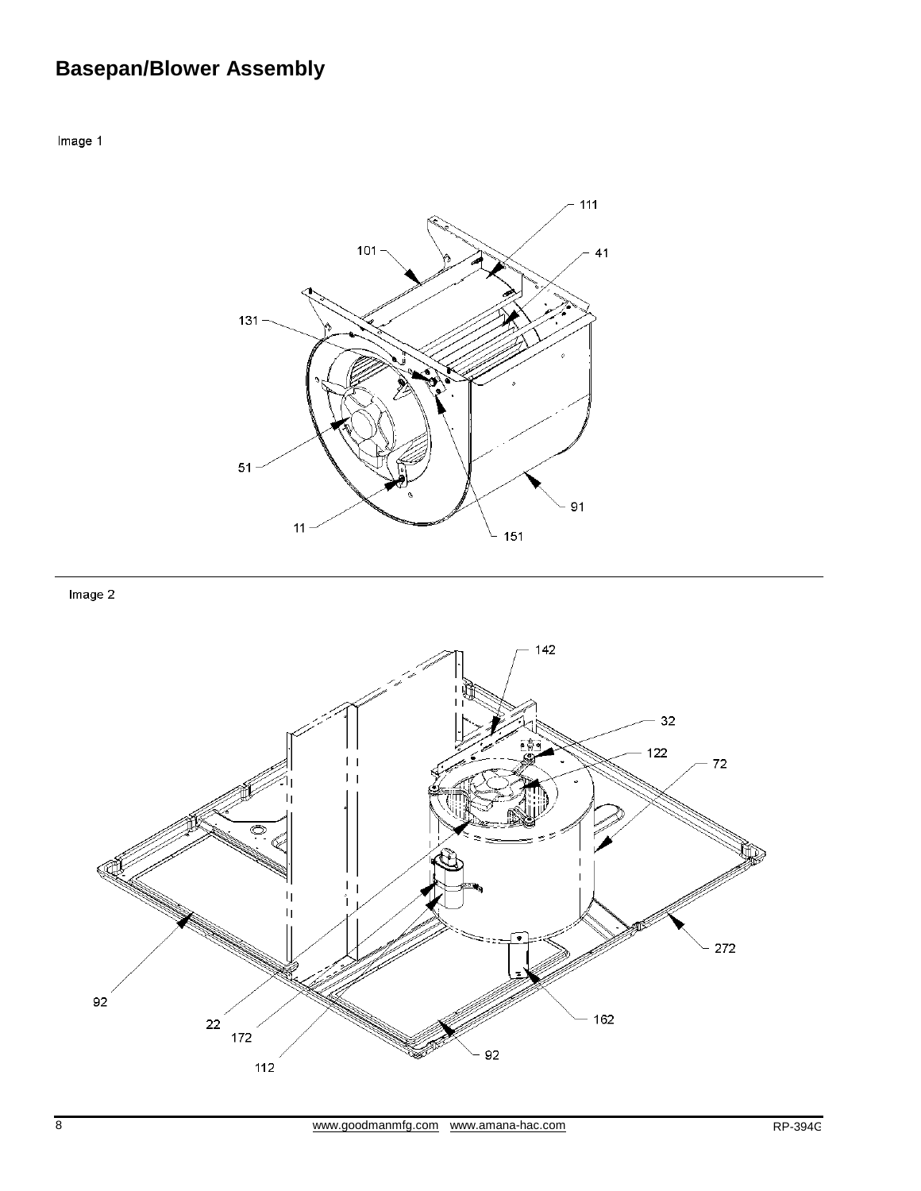## Basepan/Blower Assembly

Image 1

111

101

41

131

51

91

11

151

Image 2

142

32

122

72

92

272

22

172

112

162

92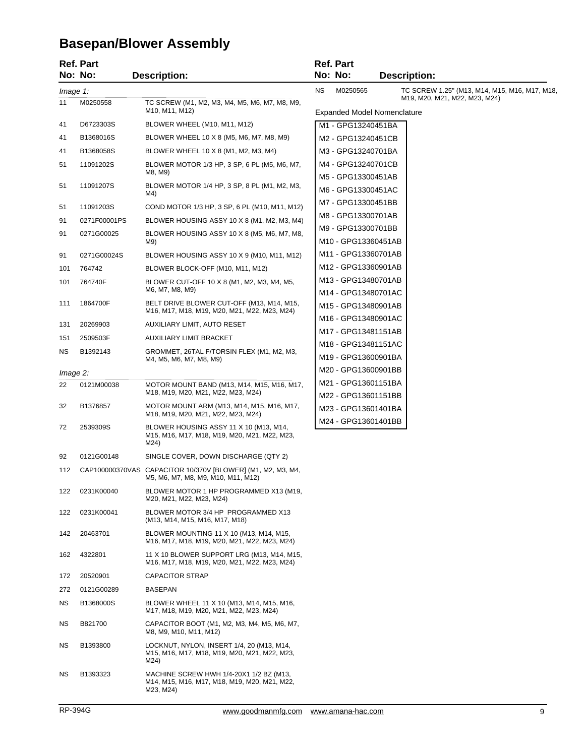# Basepan/Blower Assembly

| Ref. No: | Part No: | Description: |
|---|---|---|
| *Image 1:* | | |
| 11 | M0250558 | TC SCREW (M1, M2, M3, M4, M5, M6, M7, M8, M9, M10, M11, M12) |
| 41 | D6723303S | BLOWER WHEEL (M10, M11, M12) |
| 41 | B1368016S | BLOWER WHEEL 10 X 8 (M5, M6, M7, M8, M9) |
| 41 | B1368058S | BLOWER WHEEL 10 X 8 (M1, M2, M3, M4) |
| 51 | 11091202S | BLOWER MOTOR 1/3 HP, 3 SP, 6 PL (M5, M6, M7, M8, M9) |
| 51 | 11091207S | BLOWER MOTOR 1/4 HP, 3 SP, 8 PL (M1, M2, M3, M4) |
| 51 | 11091203S | COND MOTOR 1/3 HP, 3 SP, 6 PL (M10, M11, M12) |
| 91 | 0271F00001PS | BLOWER HOUSING ASSY 10 X 8 (M1, M2, M3, M4) |
| 91 | 0271G00025 | BLOWER HOUSING ASSY 10 X 8 (M5, M6, M7, M8, M9) |
| 91 | 0271G00024S | BLOWER HOUSING ASSY 10 X 9 (M10, M11, M12) |
| 101 | 764742 | BLOWER BLOCK-OFF (M10, M11, M12) |
| 101 | 764740F | BLOWER CUT-OFF 10 X 8 (M1, M2, M3, M4, M5, M6, M7, M8, M9) |
| 111 | 1864700F | BELT DRIVE BLOWER CUT-OFF (M13, M14, M15, M16, M17, M18, M19, M20, M21, M22, M23, M24) |
| 131 | 20269903 | AUXILIARY LIMIT, AUTO RESET |
| 151 | 2509503F | AUXILIARY LIMIT BRACKET |
| NS | B1392143 | GROMMET, 26TAL F/TORSIN FLEX (M1, M2, M3, M4, M5, M6, M7, M8, M9) |
| *Image 2:* | | |
| 22 | 0121M00038 | MOTOR MOUNT BAND (M13, M14, M15, M16, M17, M18, M19, M20, M21, M22, M23, M24) |
| 32 | B1376857 | MOTOR MOUNT ARM (M13, M14, M15, M16, M17, M18, M19, M20, M21, M22, M23, M24) |
| 72 | 2539309S | BLOWER HOUSING ASSY 11 X 10 (M13, M14, M15, M16, M17, M18, M19, M20, M21, M22, M23, M24) |
| 92 | 0121G00148 | SINGLE COVER, DOWN DISCHARGE (QTY 2) |
| 112 | CAP100000370VAS | CAPACITOR 10/370V [BLOWER] (M1, M2, M3, M4, M5, M6, M7, M8, M9, M10, M11, M12) |
| 122 | 0231K00040 | BLOWER MOTOR 1 HP PROGRAMMED X13 (M19, M20, M21, M22, M23, M24) |
| 122 | 0231K00041 | BLOWER MOTOR 3/4 HP PROGRAMMED X13 (M13, M14, M15, M16, M17, M18) |
| 142 | 20463701 | BLOWER MOUNTING 11 X 10 (M13, M14, M15, M16, M17, M18, M19, M20, M21, M22, M23, M24) |
| 162 | 4322801 | 11 X 10 BLOWER SUPPORT LRG (M13, M14, M15, M16, M17, M18, M19, M20, M21, M22, M23, M24) |
| 172 | 20520901 | CAPACITOR STRAP |
| 272 | 0121G00289 | BASEPAN |
| NS | B1368000S | BLOWER WHEEL 11 X 10 (M13, M14, M15, M16, M17, M18, M19, M20, M21, M22, M23, M24) |
| NS | B821700 | CAPACITOR BOOT (M1, M2, M3, M4, M5, M6, M7, M8, M9, M10, M11, M12) |
| NS | B1393800 | LOCKNUT, NYLON, INSERT 1/4, 20 (M13, M14, M15, M16, M17, M18, M19, M20, M21, M22, M23, M24) |
| NS | B1393323 | MACHINE SCREW HWH 1/4-20X1 1/2 BZ (M13, M14, M15, M16, M17, M18, M19, M20, M21, M22, M23, M24) |
| NS | M0250565 | TC SCREW 1.25" (M13, M14, M15, M16, M17, M18, M19, M20, M21, M22, M23, M24) |

Expanded Model Nomenclature

M1 - GPG13240451BA
M2 - GPG13240451CB
M3 - GPG13240701BA
M4 - GPG13240701CB
M5 - GPG13300451AB
M6 - GPG13300451AC
M7 - GPG13300451BB
M8 - GPG13300701AB
M9 - GPG13300701BB
M10 - GPG13360451AB
M11 - GPG13360701AB
M12 - GPG13360901AB
M13 - GPG13480701AB
M14 - GPG13480701AC
M15 - GPG13480901AB
M16 - GPG13480901AC
M17 - GPG13481151AB
M18 - GPG13481151AC
M19 - GPG13600901BA
M20 - GPG13600901BB
M21 - GPG13601151BA
M22 - GPG13601151BB
M23 - GPG13601401BA
M24 - GPG13601401BB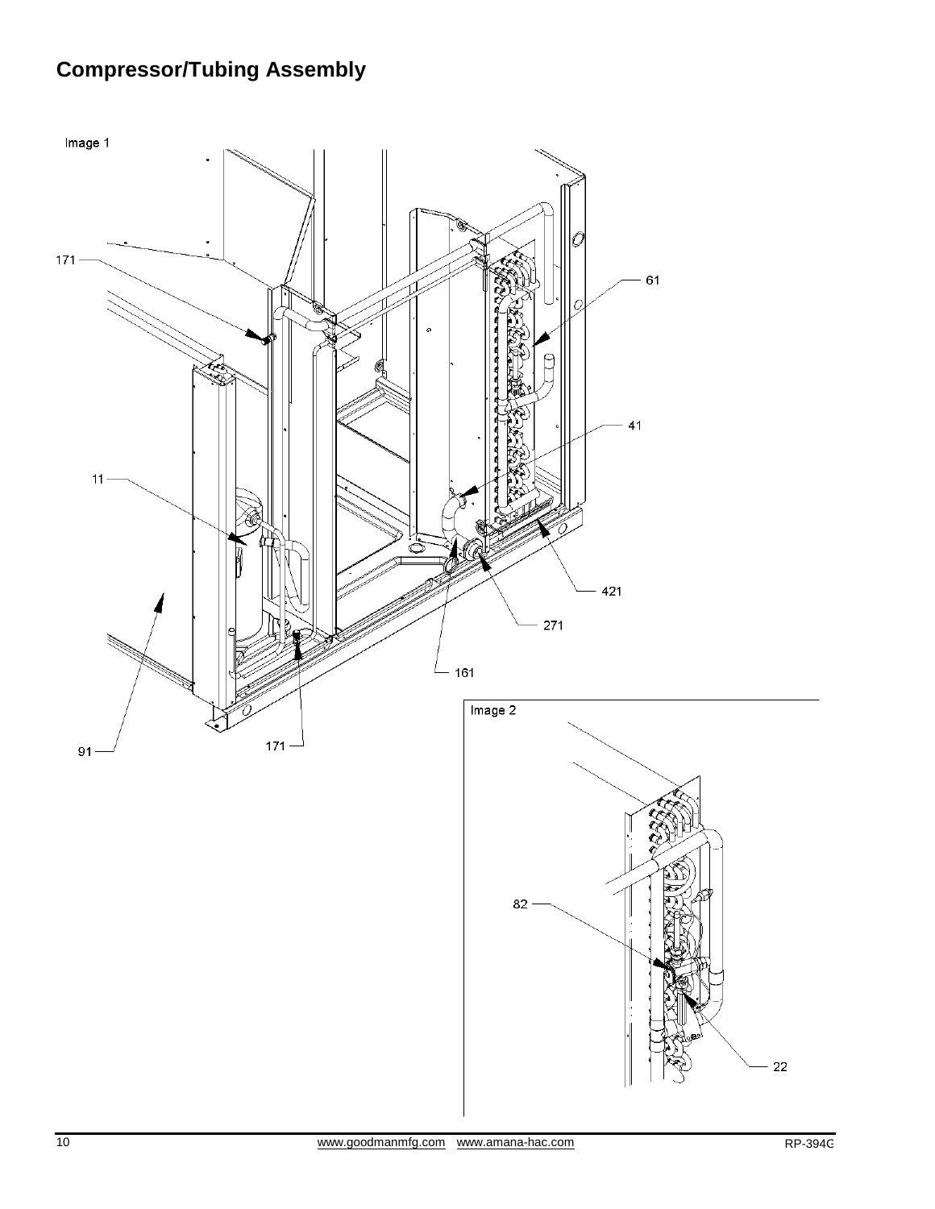## Compressor/Tubing Assembly

Image 1

171

61

41

11

421

271

161

91

171

Image 2

82

22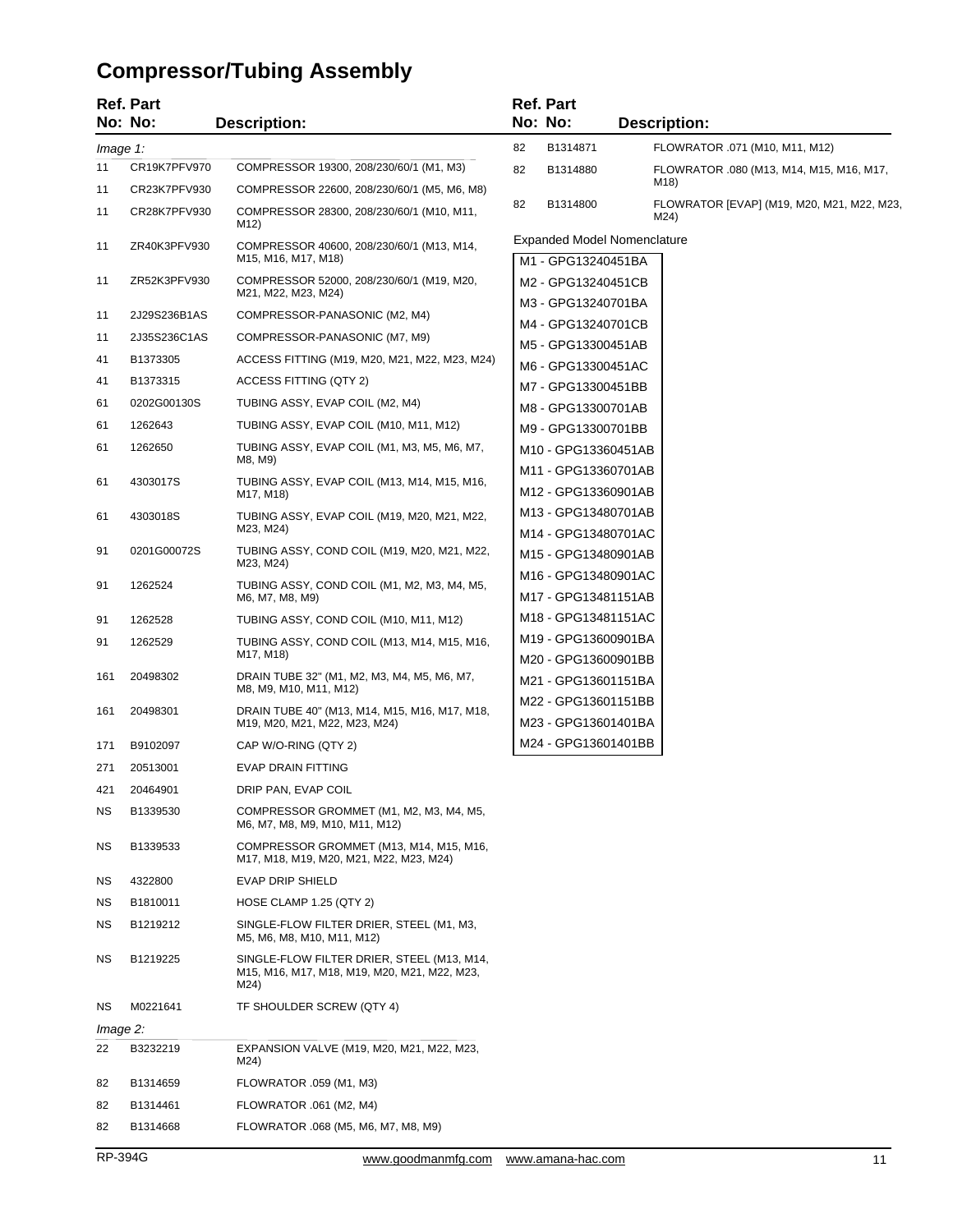# Compressor/Tubing Assembly

| Ref. No: | Part No: | Description: |
|---|---|---|
| *Image 1:* | | |
| 11 | CR19K7PFV970 | COMPRESSOR 19300, 208/230/60/1 (M1, M3) |
| 11 | CR23K7PFV930 | COMPRESSOR 22600, 208/230/60/1 (M5, M6, M8) |
| 11 | CR28K7PFV930 | COMPRESSOR 28300, 208/230/60/1 (M10, M11, M12) |
| 11 | ZR40K3PFV930 | COMPRESSOR 40600, 208/230/60/1 (M13, M14, M15, M16, M17, M18) |
| 11 | ZR52K3PFV930 | COMPRESSOR 52000, 208/230/60/1 (M19, M20, M21, M22, M23, M24) |
| 11 | 2J29S236B1AS | COMPRESSOR-PANASONIC (M2, M4) |
| 11 | 2J35S236C1AS | COMPRESSOR-PANASONIC (M7, M9) |
| 41 | B1373305 | ACCESS FITTING (M19, M20, M21, M22, M23, M24) |
| 41 | B1373315 | ACCESS FITTING (QTY 2) |
| 61 | 0202G00130S | TUBING ASSY, EVAP COIL (M2, M4) |
| 61 | 1262643 | TUBING ASSY, EVAP COIL (M10, M11, M12) |
| 61 | 1262650 | TUBING ASSY, EVAP COIL (M1, M3, M5, M6, M7, M8, M9) |
| 61 | 4303017S | TUBING ASSY, EVAP COIL (M13, M14, M15, M16, M17, M18) |
| 61 | 4303018S | TUBING ASSY, EVAP COIL (M19, M20, M21, M22, M23, M24) |
| 91 | 0201G00072S | TUBING ASSY, COND COIL (M19, M20, M21, M22, M23, M24) |
| 91 | 1262524 | TUBING ASSY, COND COIL (M1, M2, M3, M4, M5, M6, M7, M8, M9) |
| 91 | 1262528 | TUBING ASSY, COND COIL (M10, M11, M12) |
| 91 | 1262529 | TUBING ASSY, COND COIL (M13, M14, M15, M16, M17, M18) |
| 161 | 20498302 | DRAIN TUBE 32" (M1, M2, M3, M4, M5, M6, M7, M8, M9, M10, M11, M12) |
| 161 | 20498301 | DRAIN TUBE 40" (M13, M14, M15, M16, M17, M18, M19, M20, M21, M22, M23, M24) |
| 171 | B9102097 | CAP W/O-RING (QTY 2) |
| 271 | 20513001 | EVAP DRAIN FITTING |
| 421 | 20464901 | DRIP PAN, EVAP COIL |
| NS | B1339530 | COMPRESSOR GROMMET (M1, M2, M3, M4, M5, M6, M7, M8, M9, M10, M11, M12) |
| NS | B1339533 | COMPRESSOR GROMMET (M13, M14, M15, M16, M17, M18, M19, M20, M21, M22, M23, M24) |
| NS | 4322800 | EVAP DRIP SHIELD |
| NS | B1810011 | HOSE CLAMP 1.25 (QTY 2) |
| NS | B1219212 | SINGLE-FLOW FILTER DRIER, STEEL (M1, M3, M5, M6, M8, M10, M11, M12) |
| NS | B1219225 | SINGLE-FLOW FILTER DRIER, STEEL (M13, M14, M15, M16, M17, M18, M19, M20, M21, M22, M23, M24) |
| NS | M0221641 | TF SHOULDER SCREW (QTY 4) |
| *Image 2:* | | |
| 22 | B3232219 | EXPANSION VALVE (M19, M20, M21, M22, M23, M24) |
| 82 | B1314659 | FLOWRATOR .059 (M1, M3) |
| 82 | B1314461 | FLOWRATOR .061 (M2, M4) |
| 82 | B1314668 | FLOWRATOR .068 (M5, M6, M7, M8, M9) |
| 82 | B1314871 | FLOWRATOR .071 (M10, M11, M12) |
| 82 | B1314880 | FLOWRATOR .080 (M13, M14, M15, M16, M17, M18) |
| 82 | B1314800 | FLOWRATOR [EVAP] (M19, M20, M21, M22, M23, M24) |

Expanded Model Nomenclature

- M1 - GPG13240451BA
- M2 - GPG13240451CB
- M3 - GPG13240701BA
- M4 - GPG13240701CB
- M5 - GPG13300451AB
- M6 - GPG13300451AC
- M7 - GPG13300451BB
- M8 - GPG13300701AB
- M9 - GPG13300701BB
- M10 - GPG13360451AB
- M11 - GPG13360701AB
- M12 - GPG13360901AB
- M13 - GPG13480701AB
- M14 - GPG13480701AC
- M15 - GPG13480901AB
- M16 - GPG13480901AC
- M17 - GPG13481151AB
- M18 - GPG13481151AC
- M19 - GPG13600901BA
- M20 - GPG13600901BB
- M21 - GPG13601151BA
- M22 - GPG13601151BB
- M23 - GPG13601401BA
- M24 - GPG13601401BB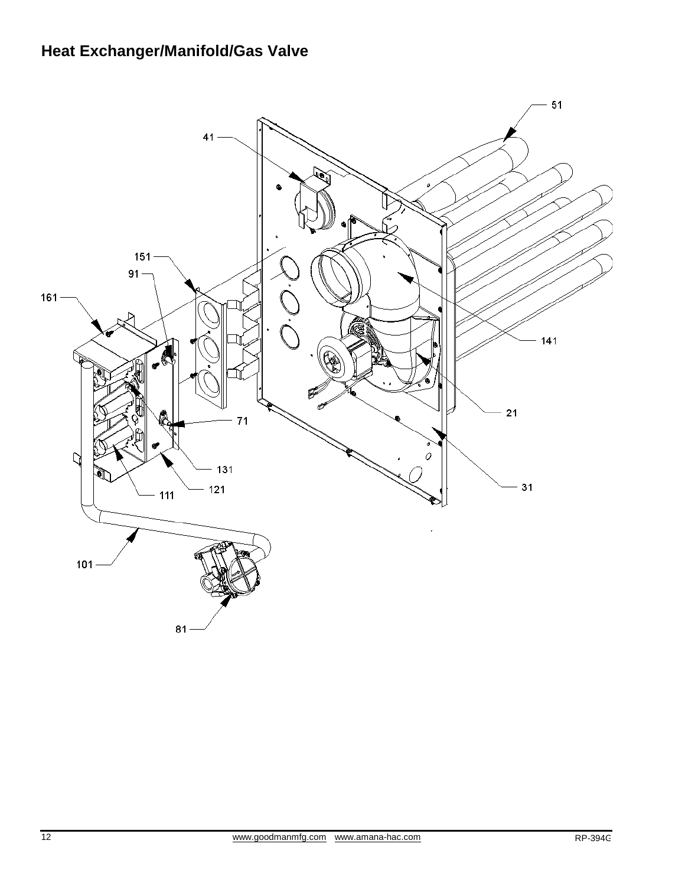## Heat Exchanger/Manifold/Gas Valve

51

41

151

91

161

141

21

71

131

121

111

31

101

81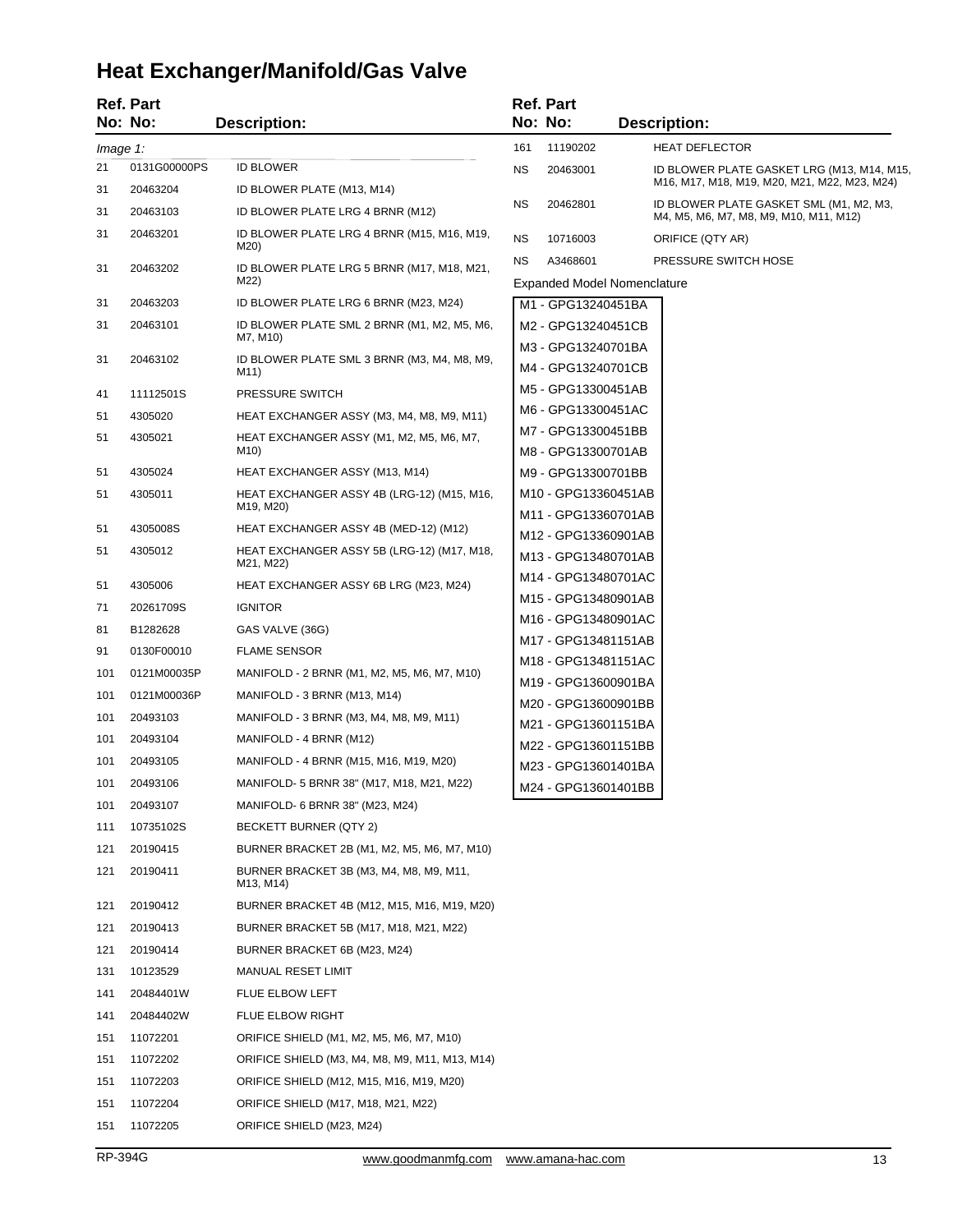# Heat Exchanger/Manifold/Gas Valve

| Ref. No: | Part No: | Description: |
|---|---|---|
| *Image 1:* | | |
| 21 | 0131G00000PS | ID BLOWER |
| 31 | 20463204 | ID BLOWER PLATE (M13, M14) |
| 31 | 20463103 | ID BLOWER PLATE LRG 4 BRNR (M12) |
| 31 | 20463201 | ID BLOWER PLATE LRG 4 BRNR (M15, M16, M19, M20) |
| 31 | 20463202 | ID BLOWER PLATE LRG 5 BRNR (M17, M18, M21, M22) |
| 31 | 20463203 | ID BLOWER PLATE LRG 6 BRNR (M23, M24) |
| 31 | 20463101 | ID BLOWER PLATE SML 2 BRNR (M1, M2, M5, M6, M7, M10) |
| 31 | 20463102 | ID BLOWER PLATE SML 3 BRNR (M3, M4, M8, M9, M11) |
| 41 | 11112501S | PRESSURE SWITCH |
| 51 | 4305020 | HEAT EXCHANGER ASSY (M3, M4, M8, M9, M11) |
| 51 | 4305021 | HEAT EXCHANGER ASSY (M1, M2, M5, M6, M7, M10) |
| 51 | 4305024 | HEAT EXCHANGER ASSY (M13, M14) |
| 51 | 4305011 | HEAT EXCHANGER ASSY 4B (LRG-12) (M15, M16, M19, M20) |
| 51 | 4305008S | HEAT EXCHANGER ASSY 4B (MED-12) (M12) |
| 51 | 4305012 | HEAT EXCHANGER ASSY 5B (LRG-12) (M17, M18, M21, M22) |
| 51 | 4305006 | HEAT EXCHANGER ASSY 6B LRG (M23, M24) |
| 71 | 20261709S | IGNITOR |
| 81 | B1282628 | GAS VALVE (36G) |
| 91 | 0130F00010 | FLAME SENSOR |
| 101 | 0121M00035P | MANIFOLD - 2 BRNR (M1, M2, M5, M6, M7, M10) |
| 101 | 0121M00036P | MANIFOLD - 3 BRNR (M13, M14) |
| 101 | 20493103 | MANIFOLD - 3 BRNR (M3, M4, M8, M9, M11) |
| 101 | 20493104 | MANIFOLD - 4 BRNR (M12) |
| 101 | 20493105 | MANIFOLD - 4 BRNR (M15, M16, M19, M20) |
| 101 | 20493106 | MANIFOLD- 5 BRNR 38" (M17, M18, M21, M22) |
| 101 | 20493107 | MANIFOLD- 6 BRNR 38" (M23, M24) |
| 111 | 10735102S | BECKETT BURNER (QTY 2) |
| 121 | 20190415 | BURNER BRACKET 2B (M1, M2, M5, M6, M7, M10) |
| 121 | 20190411 | BURNER BRACKET 3B (M3, M4, M8, M9, M11, M13, M14) |
| 121 | 20190412 | BURNER BRACKET 4B (M12, M15, M16, M19, M20) |
| 121 | 20190413 | BURNER BRACKET 5B (M17, M18, M21, M22) |
| 121 | 20190414 | BURNER BRACKET 6B (M23, M24) |
| 131 | 10123529 | MANUAL RESET LIMIT |
| 141 | 20484401W | FLUE ELBOW LEFT |
| 141 | 20484402W | FLUE ELBOW RIGHT |
| 151 | 11072201 | ORIFICE SHIELD (M1, M2, M5, M6, M7, M10) |
| 151 | 11072202 | ORIFICE SHIELD (M3, M4, M8, M9, M11, M13, M14) |
| 151 | 11072203 | ORIFICE SHIELD (M12, M15, M16, M19, M20) |
| 151 | 11072204 | ORIFICE SHIELD (M17, M18, M21, M22) |
| 151 | 11072205 | ORIFICE SHIELD (M23, M24) |
| 161 | 11190202 | HEAT DEFLECTOR |
| NS | 20463001 | ID BLOWER PLATE GASKET LRG (M13, M14, M15, M16, M17, M18, M19, M20, M21, M22, M23, M24) |
| NS | 20462801 | ID BLOWER PLATE GASKET SML (M1, M2, M3, M4, M5, M6, M7, M8, M9, M10, M11, M12) |
| NS | 10716003 | ORIFICE (QTY AR) |
| NS | A3468601 | PRESSURE SWITCH HOSE |

Expanded Model Nomenclature

- M1 - GPG13240451BA
- M2 - GPG13240451CB
- M3 - GPG13240701BA
- M4 - GPG13240701CB
- M5 - GPG13300451AB
- M6 - GPG13300451AC
- M7 - GPG13300451BB
- M8 - GPG13300701AB
- M9 - GPG13300701BB
- M10 - GPG13360451AB
- M11 - GPG13360701AB
- M12 - GPG13360901AB
- M13 - GPG13480701AB
- M14 - GPG13480701AC
- M15 - GPG13480901AB
- M16 - GPG13480901AC
- M17 - GPG13481151AB
- M18 - GPG13481151AC
- M19 - GPG13600901BA
- M20 - GPG13600901BB
- M21 - GPG13601151BA
- M22 - GPG13601151BB
- M23 - GPG13601401BA
- M24 - GPG13601401BB

RP-394G www.goodmanmfg.com www.amana-hac.com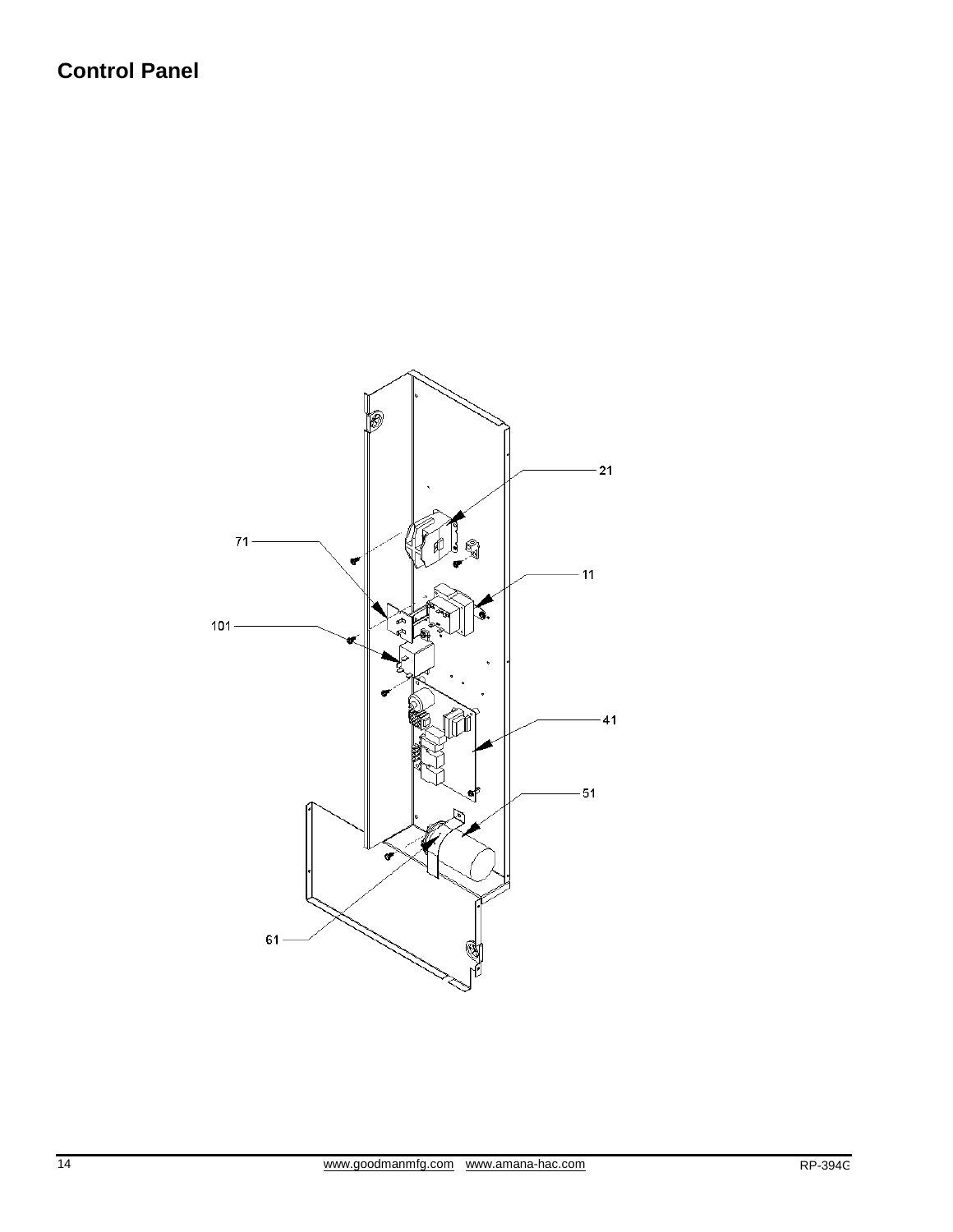## Control Panel

21

71

11

101

41

51

61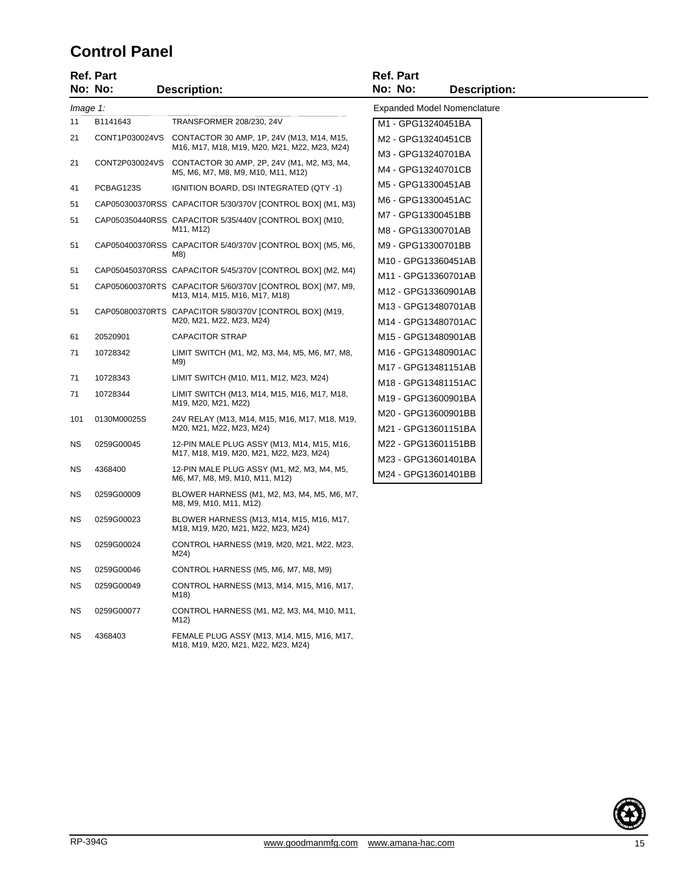# Control Panel

| Ref. No: | Part No: | Description: |
|---|---|---|
| *Image 1:* | | |
| 11 | B1141643 | TRANSFORMER 208/230, 24V |
| 21 | CONT1P030024VS | CONTACTOR 30 AMP, 1P, 24V (M13, M14, M15, M16, M17, M18, M19, M20, M21, M22, M23, M24) |
| 21 | CONT2P030024VS | CONTACTOR 30 AMP, 2P, 24V (M1, M2, M3, M4, M5, M6, M7, M8, M9, M10, M11, M12) |
| 41 | PCBAG123S | IGNITION BOARD, DSI INTEGRATED (QTY -1) |
| 51 | CAP050300370RSS | CAPACITOR 5/30/370V [CONTROL BOX] (M1, M3) |
| 51 | CAP050350440RSS | CAPACITOR 5/35/440V [CONTROL BOX] (M10, M11, M12) |
| 51 | CAP050400370RSS | CAPACITOR 5/40/370V [CONTROL BOX] (M5, M6, M8) |
| 51 | CAP050450370RSS | CAPACITOR 5/45/370V [CONTROL BOX] (M2, M4) |
| 51 | CAP050600370RTS | CAPACITOR 5/60/370V [CONTROL BOX] (M7, M9, M13, M14, M15, M16, M17, M18) |
| 51 | CAP050800370RTS | CAPACITOR 5/80/370V [CONTROL BOX] (M19, M20, M21, M22, M23, M24) |
| 61 | 20520901 | CAPACITOR STRAP |
| 71 | 10728342 | LIMIT SWITCH (M1, M2, M3, M4, M5, M6, M7, M8, M9) |
| 71 | 10728343 | LIMIT SWITCH (M10, M11, M12, M23, M24) |
| 71 | 10728344 | LIMIT SWITCH (M13, M14, M15, M16, M17, M18, M19, M20, M21, M22) |
| 101 | 0130M00025S | 24V RELAY (M13, M14, M15, M16, M17, M18, M19, M20, M21, M22, M23, M24) |
| NS | 0259G00045 | 12-PIN MALE PLUG ASSY (M13, M14, M15, M16, M17, M18, M19, M20, M21, M22, M23, M24) |
| NS | 4368400 | 12-PIN MALE PLUG ASSY (M1, M2, M3, M4, M5, M6, M7, M8, M9, M10, M11, M12) |
| NS | 0259G00009 | BLOWER HARNESS (M1, M2, M3, M4, M5, M6, M7, M8, M9, M10, M11, M12) |
| NS | 0259G00023 | BLOWER HARNESS (M13, M14, M15, M16, M17, M18, M19, M20, M21, M22, M23, M24) |
| NS | 0259G00024 | CONTROL HARNESS (M19, M20, M21, M22, M23, M24) |
| NS | 0259G00046 | CONTROL HARNESS (M5, M6, M7, M8, M9) |
| NS | 0259G00049 | CONTROL HARNESS (M13, M14, M15, M16, M17, M18) |
| NS | 0259G00077 | CONTROL HARNESS (M1, M2, M3, M4, M10, M11, M12) |
| NS | 4368403 | FEMALE PLUG ASSY (M13, M14, M15, M16, M17, M18, M19, M20, M21, M22, M23, M24) |

Expanded Model Nomenclature

- M1 - GPG13240451BA
- M2 - GPG13240451CB
- M3 - GPG13240701BA
- M4 - GPG13240701CB
- M5 - GPG13300451AB
- M6 - GPG13300451AC
- M7 - GPG13300451BB
- M8 - GPG13300701AB
- M9 - GPG13300701BB
- M10 - GPG13360451AB
- M11 - GPG13360701AB
- M12 - GPG13360901AB
- M13 - GPG13480701AB
- M14 - GPG13480701AC
- M15 - GPG13480901AB
- M16 - GPG13480901AC
- M17 - GPG13481151AB
- M18 - GPG13481151AC
- M19 - GPG13600901BA
- M20 - GPG13600901BB
- M21 - GPG13601151BA
- M22 - GPG13601151BB
- M23 - GPG13601401BA
- M24 - GPG13601401BB